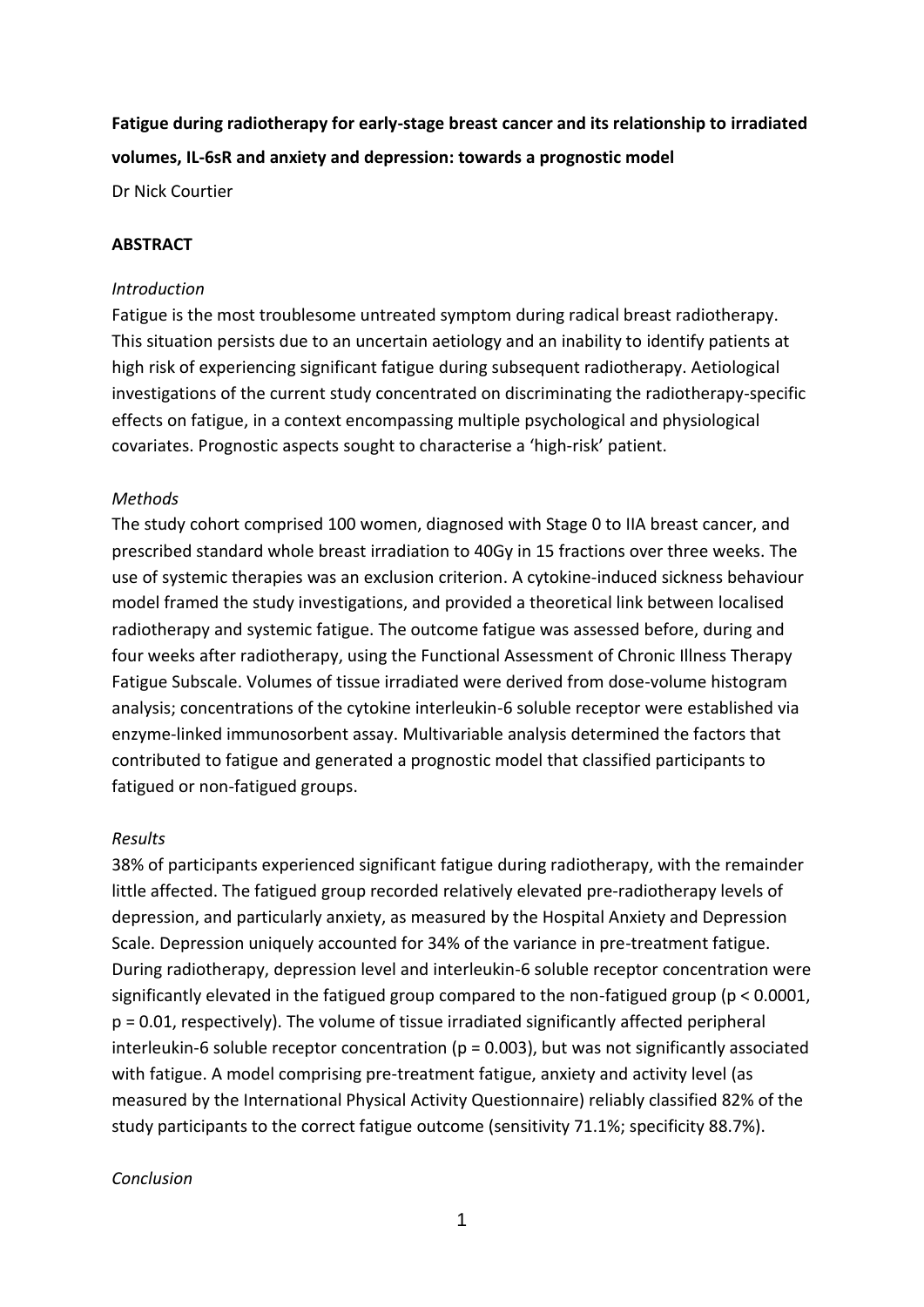**Fatigue during radiotherapy for early-stage breast cancer and its relationship to irradiated volumes, IL-6sR and anxiety and depression: towards a prognostic model**

Dr Nick Courtier

## ABSTRACT

### *Introduction*

Fatigue is the most troublesome untreated symptom during radical breast radiotherapy. This situation persists due to an uncertain aetiology and an inability to identify patients at high risk of experiencing significant fatigue during subsequent radiotherapy. Aetiological investigations of the current study concentrated on discriminating the radiotherapy-specific effects on fatigue, in a context encompassing multiple psychological and physiological covariates. Prognostic aspects sought to characterise a 'high-risk' patient.

### *Methods*

The study cohort comprised 100 women, diagnosed with Stage 0 to IIA breast cancer, and prescribed standard whole breast irradiation to 40Gy in 15 fractions over three weeks. The use of systemic therapies was an exclusion criterion. A cytokine-induced sickness behaviour model framed the study investigations, and provided a theoretical link between localised radiotherapy and systemic fatigue. The outcome fatigue was assessed before, during and four weeks after radiotherapy, using the Functional Assessment of Chronic Illness Therapy Fatigue Subscale. Volumes of tissue irradiated were derived from dose-volume histogram analysis; concentrations of the cytokine interleukin-6 soluble receptor were established via enzyme-linked immunosorbent assay. Multivariable analysis determined the factors that contributed to fatigue and generated a prognostic model that classified participants to fatigued or non-fatigued groups.

### *Results*

38% of participants experienced significant fatigue during radiotherapy, with the remainder little affected. The fatigued group recorded relatively elevated pre-radiotherapy levels of depression, and particularly anxiety, as measured by the Hospital Anxiety and Depression Scale. Depression uniquely accounted for 34% of the variance in pre-treatment fatigue. During radiotherapy, depression level and interleukin-6 soluble receptor concentration were significantly elevated in the fatigued group compared to the non-fatigued group ($p < 0.0001$, $p = 0.01$, respectively). The volume of tissue irradiated significantly affected peripheral interleukin-6 soluble receptor concentration ($p = 0.003$), but was not significantly associated with fatigue. A model comprising pre-treatment fatigue, anxiety and activity level (as measured by the International Physical Activity Questionnaire) reliably classified 82% of the study participants to the correct fatigue outcome (sensitivity 71.1%; specificity 88.7%).

### *Conclusion*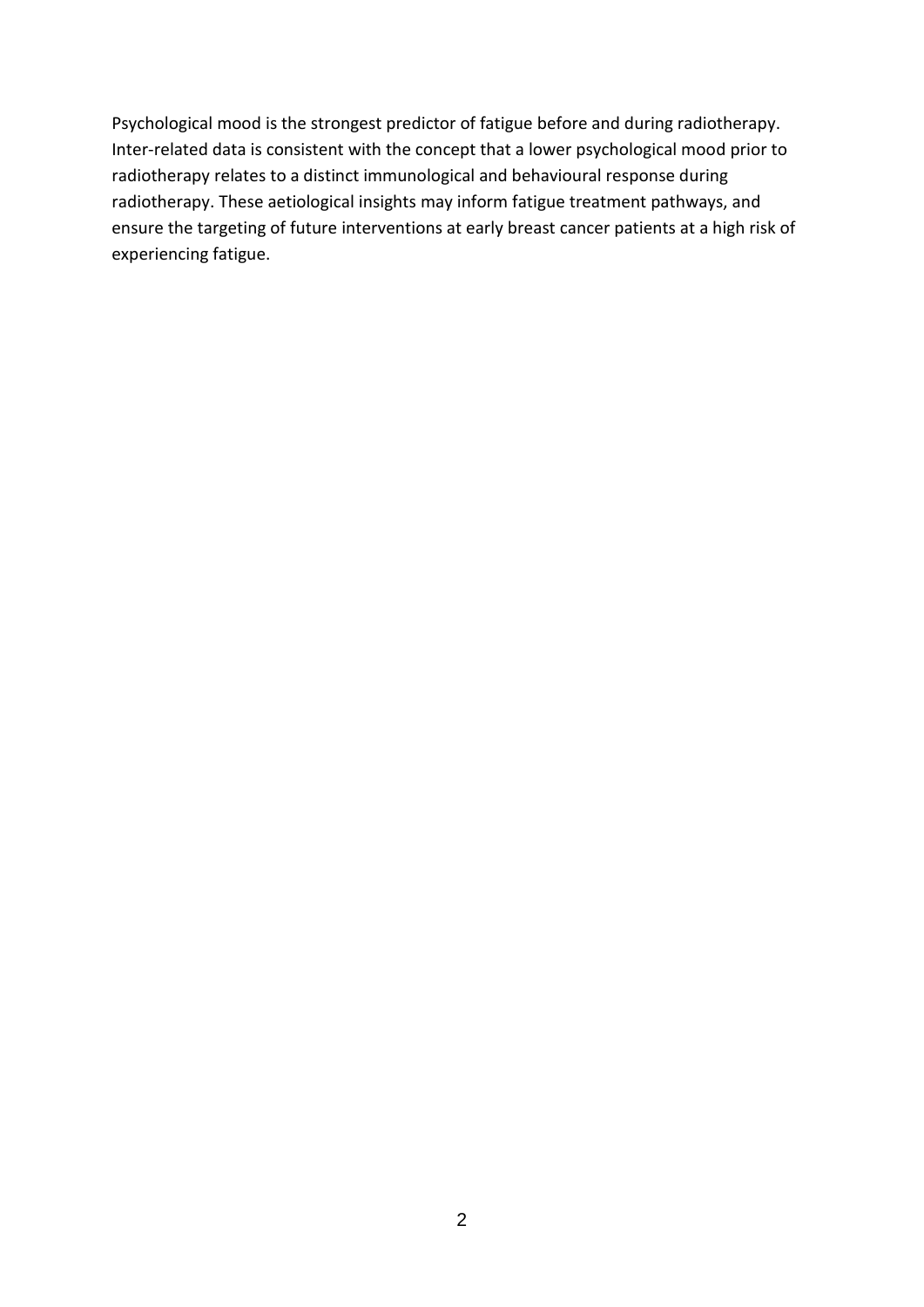Psychological mood is the strongest predictor of fatigue before and during radiotherapy. Inter-related data is consistent with the concept that a lower psychological mood prior to radiotherapy relates to a distinct immunological and behavioural response during radiotherapy. These aetiological insights may inform fatigue treatment pathways, and ensure the targeting of future interventions at early breast cancer patients at a high risk of experiencing fatigue.